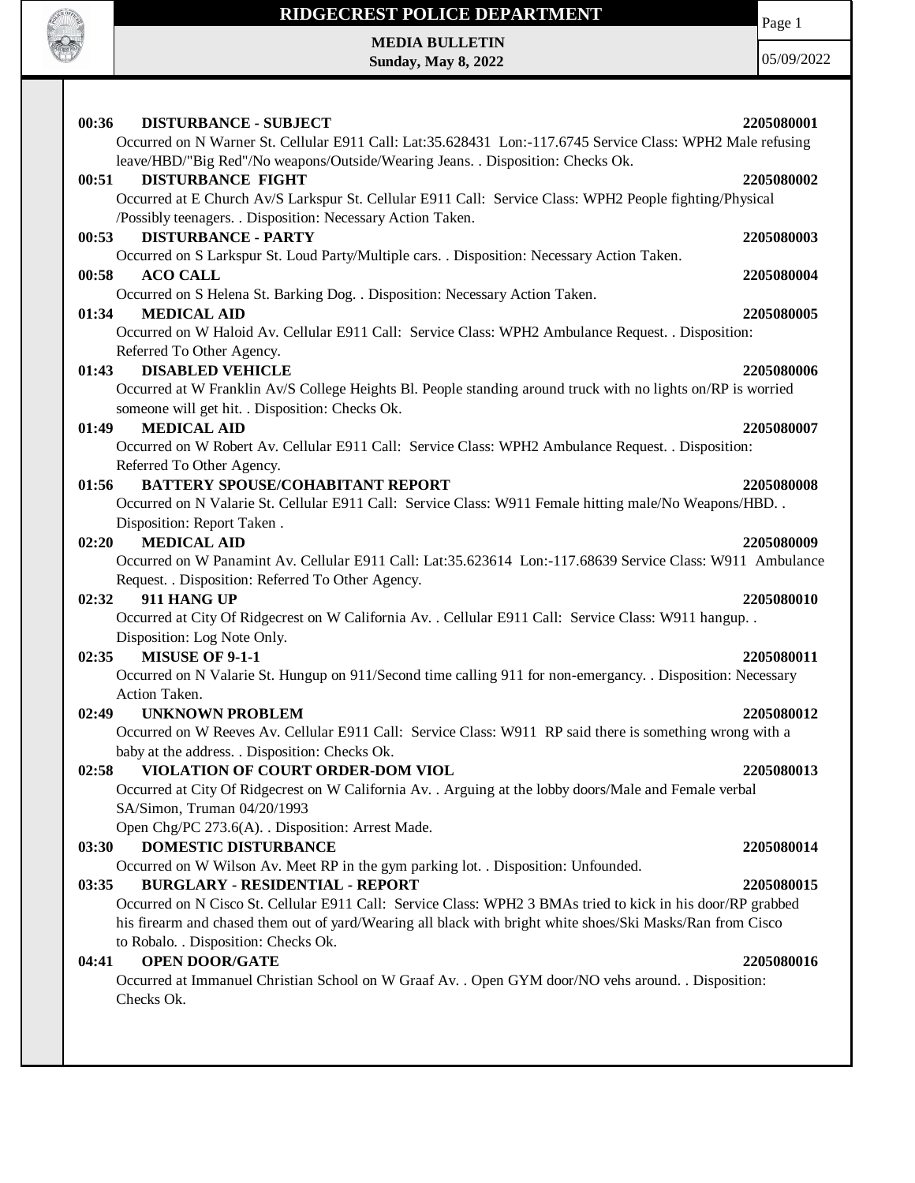# RIDGECREST POLICE DEPARTMENT

**MEDIA BULLETIN**
**Sunday, May 8, 2022**

05/09/2022

**00:36 DISTURBANCE - SUBJECT** **2205080001**
Occurred on N Warner St. Cellular E911 Call: Lat:35.628431 Lon:-117.6745 Service Class: WPH2 Male refusing leave/HBD/"Big Red"/No weapons/Outside/Wearing Jeans. . Disposition: Checks Ok.

**00:51 DISTURBANCE FIGHT** **2205080002**
Occurred at E Church Av/S Larkspur St. Cellular E911 Call: Service Class: WPH2 People fighting/Physical /Possibly teenagers. . Disposition: Necessary Action Taken.

**00:53 DISTURBANCE - PARTY** **2205080003**
Occurred on S Larkspur St. Loud Party/Multiple cars. . Disposition: Necessary Action Taken.

**00:58 ACO CALL** **2205080004**
Occurred on S Helena St. Barking Dog. . Disposition: Necessary Action Taken.

**01:34 MEDICAL AID** **2205080005**
Occurred on W Haloid Av. Cellular E911 Call: Service Class: WPH2 Ambulance Request. . Disposition: Referred To Other Agency.

**01:43 DISABLED VEHICLE** **2205080006**
Occurred at W Franklin Av/S College Heights Bl. People standing around truck with no lights on/RP is worried someone will get hit. . Disposition: Checks Ok.

**01:49 MEDICAL AID** **2205080007**
Occurred on W Robert Av. Cellular E911 Call: Service Class: WPH2 Ambulance Request. . Disposition: Referred To Other Agency.

**01:56 BATTERY SPOUSE/COHABITANT REPORT** **2205080008**
Occurred on N Valarie St. Cellular E911 Call: Service Class: W911 Female hitting male/No Weapons/HBD. . Disposition: Report Taken .

**02:20 MEDICAL AID** **2205080009**
Occurred on W Panamint Av. Cellular E911 Call: Lat:35.623614 Lon:-117.68639 Service Class: W911 Ambulance Request. . Disposition: Referred To Other Agency.

**02:32 911 HANG UP** **2205080010**
Occurred at City Of Ridgecrest on W California Av. . Cellular E911 Call: Service Class: W911 hangup. . Disposition: Log Note Only.

**02:35 MISUSE OF 9-1-1** **2205080011**
Occurred on N Valarie St. Hungup on 911/Second time calling 911 for non-emergancy. . Disposition: Necessary Action Taken.

**02:49 UNKNOWN PROBLEM** **2205080012**
Occurred on W Reeves Av. Cellular E911 Call: Service Class: W911 RP said there is something wrong with a baby at the address. . Disposition: Checks Ok.

**02:58 VIOLATION OF COURT ORDER-DOM VIOL** **2205080013**
Occurred at City Of Ridgecrest on W California Av. . Arguing at the lobby doors/Male and Female verbal
SA/Simon, Truman 04/20/1993
Open Chg/PC 273.6(A). . Disposition: Arrest Made.

**03:30 DOMESTIC DISTURBANCE** **2205080014**
Occurred on W Wilson Av. Meet RP in the gym parking lot. . Disposition: Unfounded.

**03:35 BURGLARY - RESIDENTIAL - REPORT** **2205080015**
Occurred on N Cisco St. Cellular E911 Call: Service Class: WPH2 3 BMAs tried to kick in his door/RP grabbed his firearm and chased them out of yard/Wearing all black with bright white shoes/Ski Masks/Ran from Cisco to Robalo. . Disposition: Checks Ok.

**04:41 OPEN DOOR/GATE** **2205080016**
Occurred at Immanuel Christian School on W Graaf Av. . Open GYM door/NO vehs around. . Disposition: Checks Ok.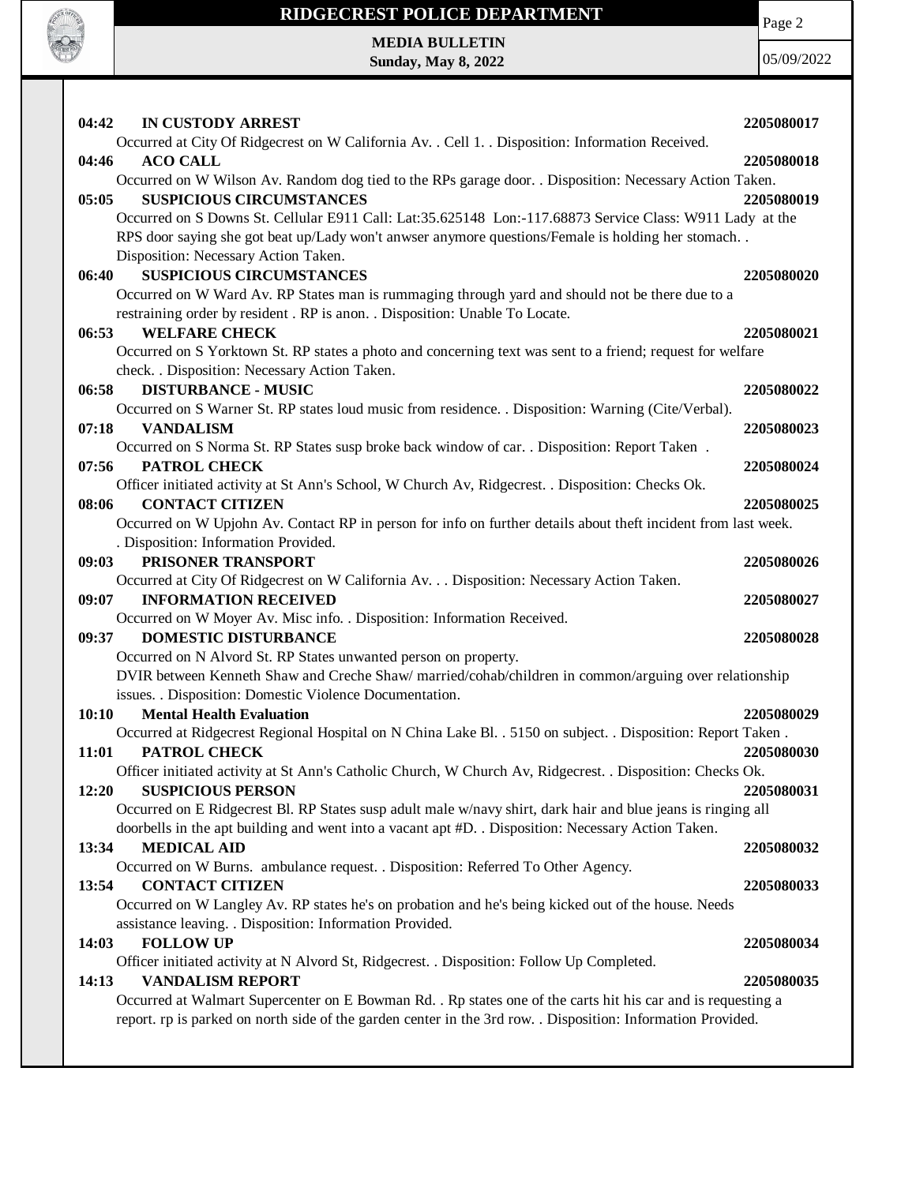**04:42 IN CUSTODY ARREST** 2205080017

Occurred at City Of Ridgecrest on W California Av. . Cell 1. . Disposition: Information Received.

**04:46 ACO CALL** 2205080018

Occurred on W Wilson Av. Random dog tied to the RPs garage door. . Disposition: Necessary Action Taken.

**05:05 SUSPICIOUS CIRCUMSTANCES** 2205080019

Occurred on S Downs St. Cellular E911 Call: Lat:35.625148 Lon:-117.68873 Service Class: W911 Lady at the RPS door saying she got beat up/Lady won't anwser anymore questions/Female is holding her stomach. . Disposition: Necessary Action Taken.

**06:40 SUSPICIOUS CIRCUMSTANCES** 2205080020

Occurred on W Ward Av. RP States man is rummaging through yard and should not be there due to a restraining order by resident . RP is anon. . Disposition: Unable To Locate.

**06:53 WELFARE CHECK** 2205080021

Occurred on S Yorktown St. RP states a photo and concerning text was sent to a friend; request for welfare check. . Disposition: Necessary Action Taken.

**06:58 DISTURBANCE - MUSIC** 2205080022

Occurred on S Warner St. RP states loud music from residence. . Disposition: Warning (Cite/Verbal).

**07:18 VANDALISM** 2205080023

Occurred on S Norma St. RP States susp broke back window of car. . Disposition: Report Taken .

**07:56 PATROL CHECK** 2205080024

Officer initiated activity at St Ann's School, W Church Av, Ridgecrest. . Disposition: Checks Ok.

**08:06 CONTACT CITIZEN** 2205080025

Occurred on W Upjohn Av. Contact RP in person for info on further details about theft incident from last week. . Disposition: Information Provided.

**09:03 PRISONER TRANSPORT** 2205080026

Occurred at City Of Ridgecrest on W California Av. . . Disposition: Necessary Action Taken.

**09:07 INFORMATION RECEIVED** 2205080027

Occurred on W Moyer Av. Misc info. . Disposition: Information Received.

**09:37 DOMESTIC DISTURBANCE** 2205080028

Occurred on N Alvord St. RP States unwanted person on property.
DVIR between Kenneth Shaw and Creche Shaw/ married/cohab/children in common/arguing over relationship issues. . Disposition: Domestic Violence Documentation.

**10:10 Mental Health Evaluation** 2205080029

Occurred at Ridgecrest Regional Hospital on N China Lake Bl. . 5150 on subject. . Disposition: Report Taken .

**11:01 PATROL CHECK** 2205080030

Officer initiated activity at St Ann's Catholic Church, W Church Av, Ridgecrest. . Disposition: Checks Ok.

**12:20 SUSPICIOUS PERSON** 2205080031

Occurred on E Ridgecrest Bl. RP States susp adult male w/navy shirt, dark hair and blue jeans is ringing all doorbells in the apt building and went into a vacant apt #D. . Disposition: Necessary Action Taken.

**13:34 MEDICAL AID** 2205080032

Occurred on W Burns. ambulance request. . Disposition: Referred To Other Agency.

**13:54 CONTACT CITIZEN** 2205080033

Occurred on W Langley Av. RP states he's on probation and he's being kicked out of the house. Needs assistance leaving. . Disposition: Information Provided.

**14:03 FOLLOW UP** 2205080034

Officer initiated activity at N Alvord St, Ridgecrest. . Disposition: Follow Up Completed.

**14:13 VANDALISM REPORT** 2205080035

Occurred at Walmart Supercenter on E Bowman Rd. . Rp states one of the carts hit his car and is requesting a report. rp is parked on north side of the garden center in the 3rd row. . Disposition: Information Provided.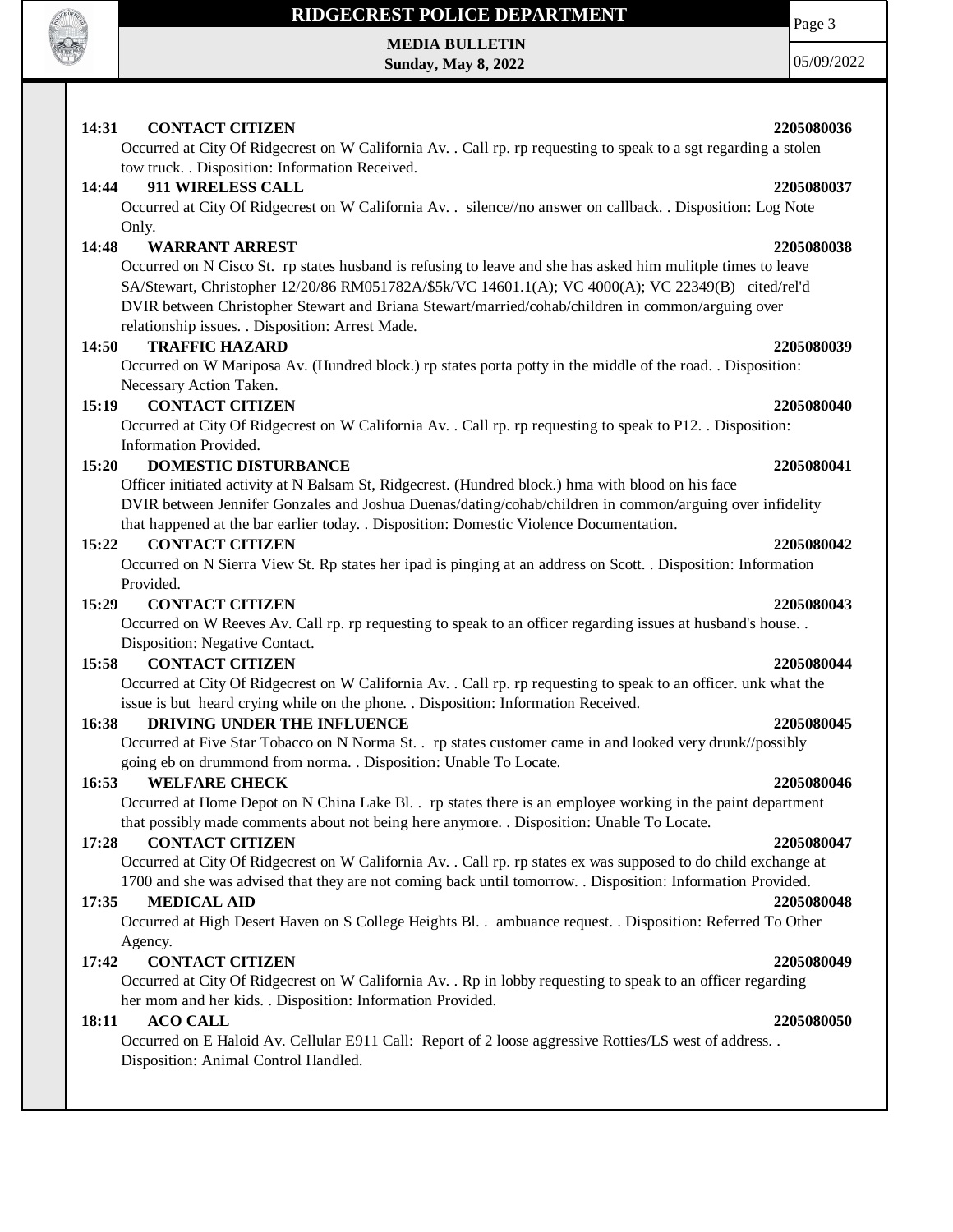**14:31 CONTACT CITIZEN 2205080036**

Occurred at City Of Ridgecrest on W California Av. . Call rp. rp requesting to speak to a sgt regarding a stolen tow truck. . Disposition: Information Received.

**14:44 911 WIRELESS CALL 2205080037**

Occurred at City Of Ridgecrest on W California Av. . silence//no answer on callback. . Disposition: Log Note Only.

**14:48 WARRANT ARREST 2205080038**

Occurred on N Cisco St. rp states husband is refusing to leave and she has asked him mulitple times to leave SA/Stewart, Christopher 12/20/86 RM051782A/$5k/VC 14601.1(A); VC 4000(A); VC 22349(B) cited/rel'd DVIR between Christopher Stewart and Briana Stewart/married/cohab/children in common/arguing over relationship issues. . Disposition: Arrest Made.

**14:50 TRAFFIC HAZARD 2205080039**

Occurred on W Mariposa Av. (Hundred block.) rp states porta potty in the middle of the road. . Disposition: Necessary Action Taken.

**15:19 CONTACT CITIZEN 2205080040**

Occurred at City Of Ridgecrest on W California Av. . Call rp. rp requesting to speak to P12. . Disposition: Information Provided.

**15:20 DOMESTIC DISTURBANCE 2205080041**

Officer initiated activity at N Balsam St, Ridgecrest. (Hundred block.) hma with blood on his face DVIR between Jennifer Gonzales and Joshua Duenas/dating/cohab/children in common/arguing over infidelity that happened at the bar earlier today. . Disposition: Domestic Violence Documentation.

**15:22 CONTACT CITIZEN 2205080042**

Occurred on N Sierra View St. Rp states her ipad is pinging at an address on Scott. . Disposition: Information Provided.

**15:29 CONTACT CITIZEN 2205080043**

Occurred on W Reeves Av. Call rp. rp requesting to speak to an officer regarding issues at husband's house. . Disposition: Negative Contact.

**15:58 CONTACT CITIZEN 2205080044**

Occurred at City Of Ridgecrest on W California Av. . Call rp. rp requesting to speak to an officer. unk what the issue is but heard crying while on the phone. . Disposition: Information Received.

**16:38 DRIVING UNDER THE INFLUENCE 2205080045**

Occurred at Five Star Tobacco on N Norma St. . rp states customer came in and looked very drunk//possibly going eb on drummond from norma. . Disposition: Unable To Locate.

**16:53 WELFARE CHECK 2205080046**

Occurred at Home Depot on N China Lake Bl. . rp states there is an employee working in the paint department that possibly made comments about not being here anymore. . Disposition: Unable To Locate.

**17:28 CONTACT CITIZEN 2205080047**

Occurred at City Of Ridgecrest on W California Av. . Call rp. rp states ex was supposed to do child exchange at 1700 and she was advised that they are not coming back until tomorrow. . Disposition: Information Provided.

**17:35 MEDICAL AID 2205080048**

Occurred at High Desert Haven on S College Heights Bl. . ambuance request. . Disposition: Referred To Other Agency.

**17:42 CONTACT CITIZEN 2205080049**

Occurred at City Of Ridgecrest on W California Av. . Rp in lobby requesting to speak to an officer regarding her mom and her kids. . Disposition: Information Provided.

**18:11 ACO CALL 2205080050**

Occurred on E Haloid Av. Cellular E911 Call: Report of 2 loose aggressive Rotties/LS west of address. . Disposition: Animal Control Handled.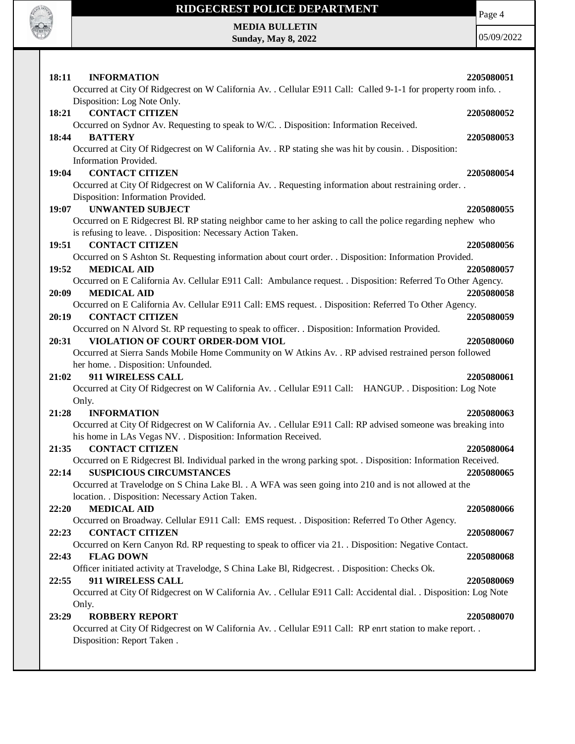**18:11 INFORMATION** **2205080051**

Occurred at City Of Ridgecrest on W California Av. . Cellular E911 Call: Called 9-1-1 for property room info. . Disposition: Log Note Only.

**18:21 CONTACT CITIZEN** **2205080052**

Occurred on Sydnor Av. Requesting to speak to W/C. . Disposition: Information Received.

**18:44 BATTERY** **2205080053**

Occurred at City Of Ridgecrest on W California Av. . RP stating she was hit by cousin. . Disposition: Information Provided.

**19:04 CONTACT CITIZEN** **2205080054**

Occurred at City Of Ridgecrest on W California Av. . Requesting information about restraining order. . Disposition: Information Provided.

**19:07 UNWANTED SUBJECT** **2205080055**

Occurred on E Ridgecrest Bl. RP stating neighbor came to her asking to call the police regarding nephew who is refusing to leave. . Disposition: Necessary Action Taken.

**19:51 CONTACT CITIZEN** **2205080056**

Occurred on S Ashton St. Requesting information about court order. . Disposition: Information Provided.

**19:52 MEDICAL AID** **2205080057**

Occurred on E California Av. Cellular E911 Call: Ambulance request. . Disposition: Referred To Other Agency.

**20:09 MEDICAL AID** **2205080058**

Occurred on E California Av. Cellular E911 Call: EMS request. . Disposition: Referred To Other Agency.

**20:19 CONTACT CITIZEN** **2205080059**

Occurred on N Alvord St. RP requesting to speak to officer. . Disposition: Information Provided.

**20:31 VIOLATION OF COURT ORDER-DOM VIOL** **2205080060**

Occurred at Sierra Sands Mobile Home Community on W Atkins Av. . RP advised restrained person followed her home. . Disposition: Unfounded.

**21:02 911 WIRELESS CALL** **2205080061**

Occurred at City Of Ridgecrest on W California Av. . Cellular E911 Call: HANGUP. . Disposition: Log Note Only.

**21:28 INFORMATION** **2205080063**

Occurred at City Of Ridgecrest on W California Av. . Cellular E911 Call: RP advised someone was breaking into his home in LAs Vegas NV. . Disposition: Information Received.

**21:35 CONTACT CITIZEN** **2205080064**

Occurred on E Ridgecrest Bl. Individual parked in the wrong parking spot. . Disposition: Information Received.

**22:14 SUSPICIOUS CIRCUMSTANCES** **2205080065**

Occurred at Travelodge on S China Lake Bl. . A WFA was seen going into 210 and is not allowed at the location. . Disposition: Necessary Action Taken.

**22:20 MEDICAL AID** **2205080066**

Occurred on Broadway. Cellular E911 Call: EMS request. . Disposition: Referred To Other Agency.

**22:23 CONTACT CITIZEN** **2205080067**

Occurred on Kern Canyon Rd. RP requesting to speak to officer via 21. . Disposition: Negative Contact.

**22:43 FLAG DOWN** **2205080068**

Officer initiated activity at Travelodge, S China Lake Bl, Ridgecrest. . Disposition: Checks Ok.

**22:55 911 WIRELESS CALL** **2205080069**

Occurred at City Of Ridgecrest on W California Av. . Cellular E911 Call: Accidental dial. . Disposition: Log Note Only.

**23:29 ROBBERY REPORT** **2205080070**

Occurred at City Of Ridgecrest on W California Av. . Cellular E911 Call: RP enrt station to make report. . Disposition: Report Taken .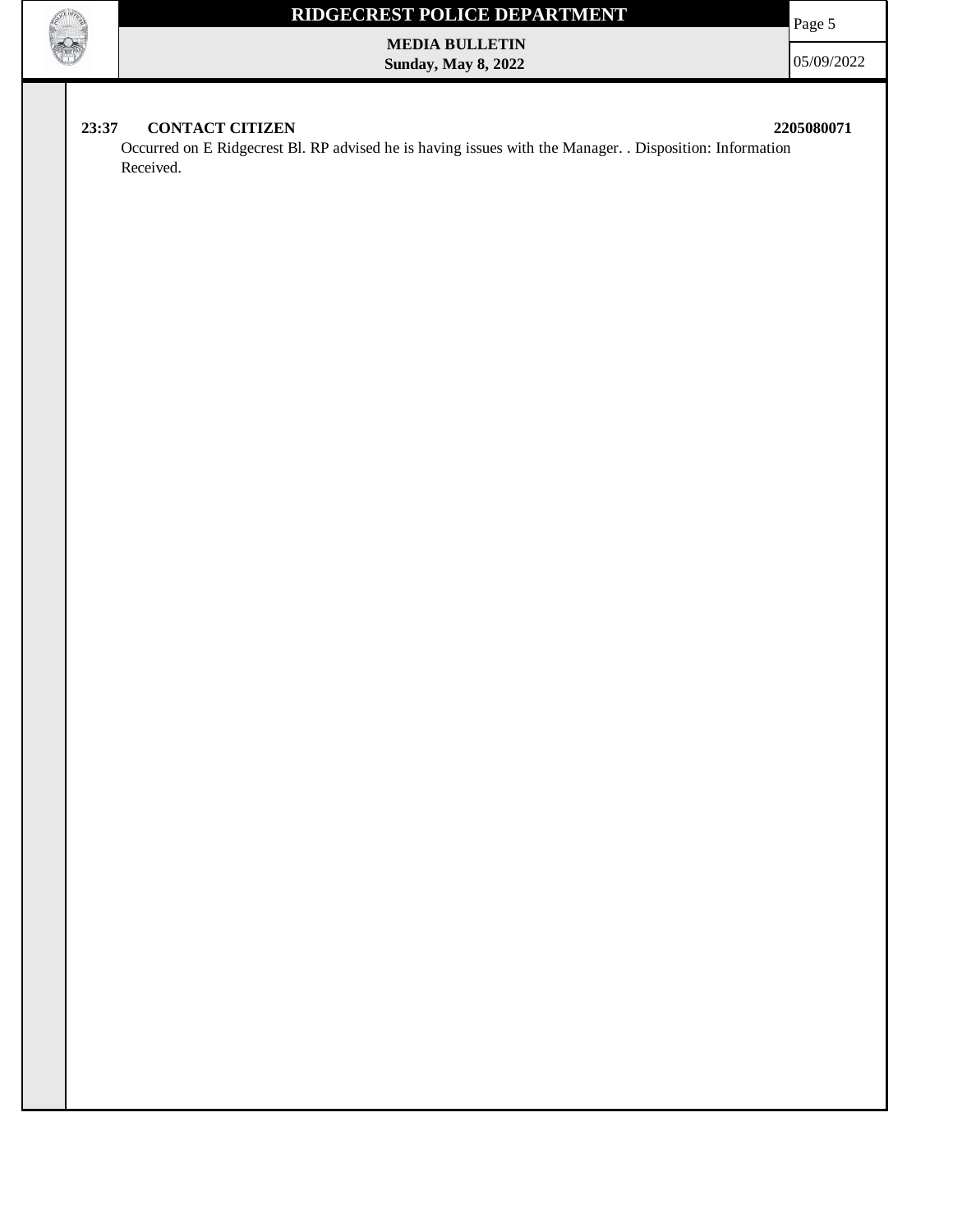**23:37 CONTACT CITIZEN** **2205080071**

Occurred on E Ridgecrest Bl. RP advised he is having issues with the Manager. . Disposition: Information Received.